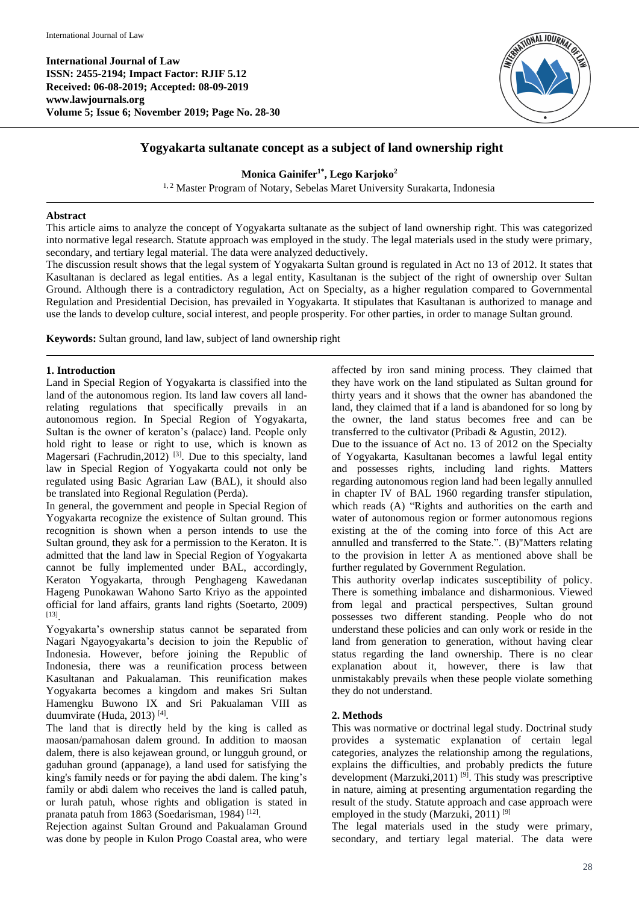# Yogyakarta sultanate concept as a subject of land ownership right

**Monica Gainifer[1*], Lego Karjoko[2]**

[1, 2] Master Program of Notary, Sebelas Maret University Surakarta, Indonesia

## Abstract

This article aims to analyze the concept of Yogyakarta sultanate as the subject of land ownership right. This was categorized into normative legal research. Statute approach was employed in the study. The legal materials used in the study were primary, secondary, and tertiary legal material. The data were analyzed deductively.

The discussion result shows that the legal system of Yogyakarta Sultan ground is regulated in Act no 13 of 2012. It states that Kasultanan is declared as legal entities. As a legal entity, Kasultanan is the subject of the right of ownership over Sultan Ground. Although there is a contradictory regulation, Act on Specialty, as a higher regulation compared to Governmental Regulation and Presidential Decision, has prevailed in Yogyakarta. It stipulates that Kasultanan is authorized to manage and use the lands to develop culture, social interest, and people prosperity. For other parties, in order to manage Sultan ground.

**Keywords:** Sultan ground, land law, subject of land ownership right

## 1. Introduction

Land in Special Region of Yogyakarta is classified into the land of the autonomous region. Its land law covers all land-relating regulations that specifically prevails in an autonomous region. In Special Region of Yogyakarta, Sultan is the owner of keraton's (palace) land. People only hold right to lease or right to use, which is known as Magersari (Fachrudin,2012) [3]. Due to this specialty, land law in Special Region of Yogyakarta could not only be regulated using Basic Agrarian Law (BAL), it should also be translated into Regional Regulation (Perda).

In general, the government and people in Special Region of Yogyakarta recognize the existence of Sultan ground. This recognition is shown when a person intends to use the Sultan ground, they ask for a permission to the Keraton. It is admitted that the land law in Special Region of Yogyakarta cannot be fully implemented under BAL, accordingly, Keraton Yogyakarta, through Penghageng Kawedanan Hageng Punokawan Wahono Sarto Kriyo as the appointed official for land affairs, grants land rights (Soetarto, 2009) [13].

Yogyakarta's ownership status cannot be separated from Nagari Ngayogyakarta's decision to join the Republic of Indonesia. However, before joining the Republic of Indonesia, there was a reunification process between Kasultanan and Pakualaman. This reunification makes Yogyakarta becomes a kingdom and makes Sri Sultan Hamengku Buwono IX and Sri Pakualaman VIII as duumvirate (Huda, 2013) [4].

The land that is directly held by the king is called as maosan/pamahosan dalem ground. In addition to maosan dalem, there is also kejawean ground, or lungguh ground, or gaduhan ground (appanage), a land used for satisfying the king's family needs or for paying the abdi dalem. The king's family or abdi dalem who receives the land is called patuh, or lurah patuh, whose rights and obligation is stated in pranata patuh from 1863 (Soedarisman, 1984) [12].

Rejection against Sultan Ground and Pakualaman Ground was done by people in Kulon Progo Coastal area, who were affected by iron sand mining process. They claimed that they have work on the land stipulated as Sultan ground for thirty years and it shows that the owner has abandoned the land, they claimed that if a land is abandoned for so long by the owner, the land status becomes free and can be transferred to the cultivator (Pribadi & Agustin, 2012).

Due to the issuance of Act no. 13 of 2012 on the Specialty of Yogyakarta, Kasultanan becomes a lawful legal entity and possesses rights, including land rights. Matters regarding autonomous region land had been legally annulled in chapter IV of BAL 1960 regarding transfer stipulation, which reads (A) "Rights and authorities on the earth and water of autonomous region or former autonomous regions existing at the of the coming into force of this Act are annulled and transferred to the State.". (B)"Matters relating to the provision in letter A as mentioned above shall be further regulated by Government Regulation.

This authority overlap indicates susceptibility of policy. There is something imbalance and disharmonious. Viewed from legal and practical perspectives, Sultan ground possesses two different standing. People who do not understand these policies and can only work or reside in the land from generation to generation, without having clear status regarding the land ownership. There is no clear explanation about it, however, there is law that unmistakably prevails when these people violate something they do not understand.

## 2. Methods

This was normative or doctrinal legal study. Doctrinal study provides a systematic explanation of certain legal categories, analyzes the relationship among the regulations, explains the difficulties, and probably predicts the future development (Marzuki,2011) [9]. This study was prescriptive in nature, aiming at presenting argumentation regarding the result of the study. Statute approach and case approach were employed in the study (Marzuki, 2011) [9]

The legal materials used in the study were primary, secondary, and tertiary legal material. The data were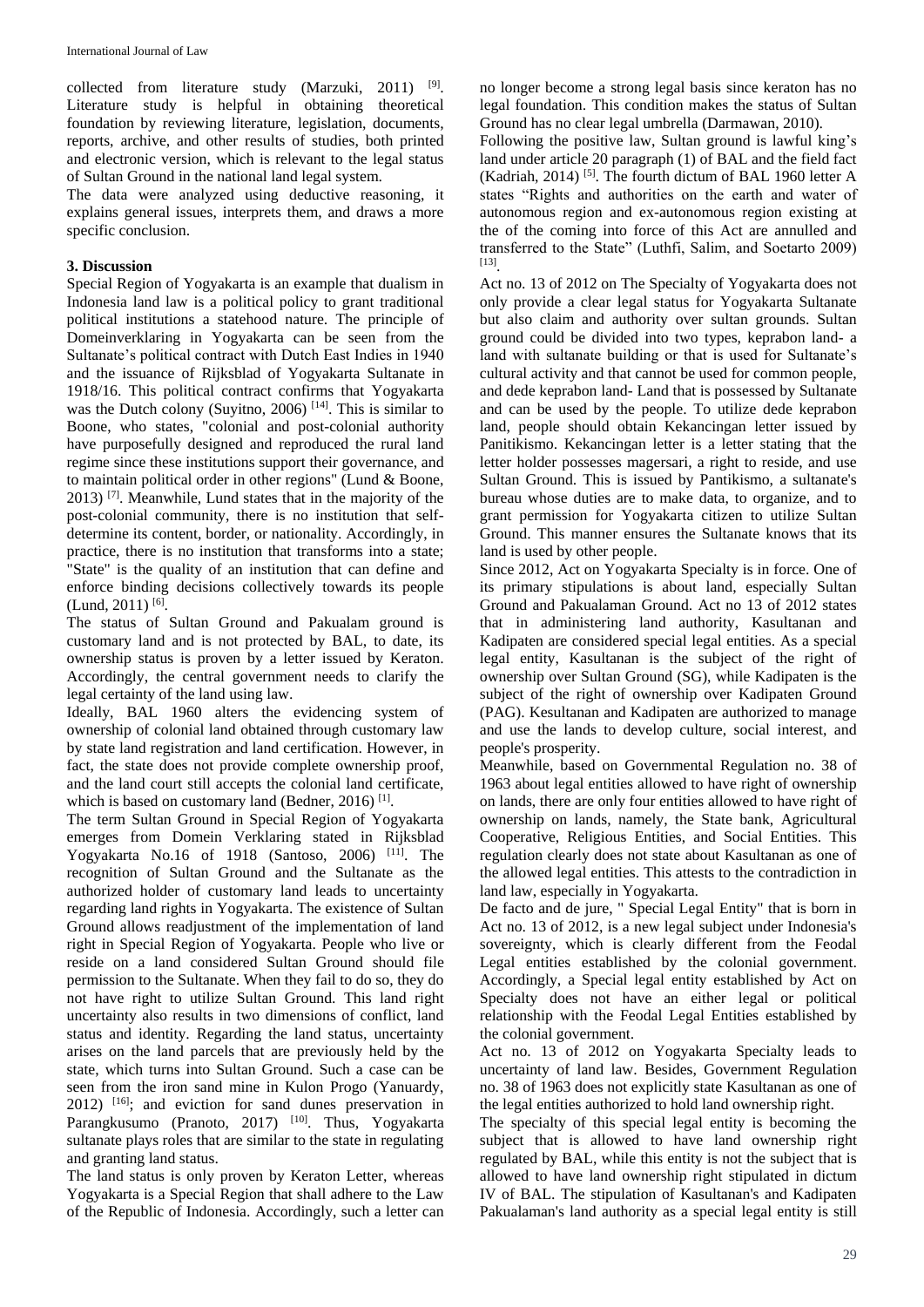collected from literature study (Marzuki, 2011) [9]. Literature study is helpful in obtaining theoretical foundation by reviewing literature, legislation, documents, reports, archive, and other results of studies, both printed and electronic version, which is relevant to the legal status of Sultan Ground in the national land legal system.

The data were analyzed using deductive reasoning, it explains general issues, interprets them, and draws a more specific conclusion.

## 3. Discussion

Special Region of Yogyakarta is an example that dualism in Indonesia land law is a political policy to grant traditional political institutions a statehood nature. The principle of Domeinverklaring in Yogyakarta can be seen from the Sultanate's political contract with Dutch East Indies in 1940 and the issuance of Rijksblad of Yogyakarta Sultanate in 1918/16. This political contract confirms that Yogyakarta was the Dutch colony (Suyitno, 2006) [14]. This is similar to Boone, who states, "colonial and post-colonial authority have purposefully designed and reproduced the rural land regime since these institutions support their governance, and to maintain political order in other regions" (Lund & Boone, 2013) [7]. Meanwhile, Lund states that in the majority of the post-colonial community, there is no institution that self-determine its content, border, or nationality. Accordingly, in practice, there is no institution that transforms into a state; "State" is the quality of an institution that can define and enforce binding decisions collectively towards its people (Lund, 2011) [6].

The status of Sultan Ground and Pakualam ground is customary land and is not protected by BAL, to date, its ownership status is proven by a letter issued by Keraton. Accordingly, the central government needs to clarify the legal certainty of the land using law.

Ideally, BAL 1960 alters the evidencing system of ownership of colonial land obtained through customary law by state land registration and land certification. However, in fact, the state does not provide complete ownership proof, and the land court still accepts the colonial land certificate, which is based on customary land (Bedner, 2016) [1].

The term Sultan Ground in Special Region of Yogyakarta emerges from Domein Verklaring stated in Rijksblad Yogyakarta No.16 of 1918 (Santoso, 2006) [11]. The recognition of Sultan Ground and the Sultanate as the authorized holder of customary land leads to uncertainty regarding land rights in Yogyakarta. The existence of Sultan Ground allows readjustment of the implementation of land right in Special Region of Yogyakarta. People who live or reside on a land considered Sultan Ground should file permission to the Sultanate. When they fail to do so, they do not have right to utilize Sultan Ground. This land right uncertainty also results in two dimensions of conflict, land status and identity. Regarding the land status, uncertainty arises on the land parcels that are previously held by the state, which turns into Sultan Ground. Such a case can be seen from the iron sand mine in Kulon Progo (Yanuardy, 2012) [16]; and eviction for sand dunes preservation in Parangkusumo (Pranoto, 2017) [10]. Thus, Yogyakarta sultanate plays roles that are similar to the state in regulating and granting land status.

The land status is only proven by Keraton Letter, whereas Yogyakarta is a Special Region that shall adhere to the Law of the Republic of Indonesia. Accordingly, such a letter can no longer become a strong legal basis since keraton has no legal foundation. This condition makes the status of Sultan Ground has no clear legal umbrella (Darmawan, 2010).

Following the positive law, Sultan ground is lawful king's land under article 20 paragraph (1) of BAL and the field fact (Kadriah, 2014) [5]. The fourth dictum of BAL 1960 letter A states "Rights and authorities on the earth and water of autonomous region and ex-autonomous region existing at the of the coming into force of this Act are annulled and transferred to the State" (Luthfi, Salim, and Soetarto 2009) [13].

Act no. 13 of 2012 on The Specialty of Yogyakarta does not only provide a clear legal status for Yogyakarta Sultanate but also claim and authority over sultan grounds. Sultan ground could be divided into two types, keprabon land- a land with sultanate building or that is used for Sultanate's cultural activity and that cannot be used for common people, and dede keprabon land- Land that is possessed by Sultanate and can be used by the people. To utilize dede keprabon land, people should obtain Kekancingan letter issued by Panitikismo. Kekancingan letter is a letter stating that the letter holder possesses magersari, a right to reside, and use Sultan Ground. This is issued by Pantikismo, a sultanate's bureau whose duties are to make data, to organize, and to grant permission for Yogyakarta citizen to utilize Sultan Ground. This manner ensures the Sultanate knows that its land is used by other people.

Since 2012, Act on Yogyakarta Specialty is in force. One of its primary stipulations is about land, especially Sultan Ground and Pakualaman Ground. Act no 13 of 2012 states that in administering land authority, Kasultanan and Kadipaten are considered special legal entities. As a special legal entity, Kasultanan is the subject of the right of ownership over Sultan Ground (SG), while Kadipaten is the subject of the right of ownership over Kadipaten Ground (PAG). Kesultanan and Kadipaten are authorized to manage and use the lands to develop culture, social interest, and people's prosperity.

Meanwhile, based on Governmental Regulation no. 38 of 1963 about legal entities allowed to have right of ownership on lands, there are only four entities allowed to have right of ownership on lands, namely, the State bank, Agricultural Cooperative, Religious Entities, and Social Entities. This regulation clearly does not state about Kasultanan as one of the allowed legal entities. This attests to the contradiction in land law, especially in Yogyakarta.

De facto and de jure, " Special Legal Entity" that is born in Act no. 13 of 2012, is a new legal subject under Indonesia's sovereignty, which is clearly different from the Feodal Legal entities established by the colonial government. Accordingly, a Special legal entity established by Act on Specialty does not have an either legal or political relationship with the Feodal Legal Entities established by the colonial government.

Act no. 13 of 2012 on Yogyakarta Specialty leads to uncertainty of land law. Besides, Government Regulation no. 38 of 1963 does not explicitly state Kasultanan as one of the legal entities authorized to hold land ownership right.

The specialty of this special legal entity is becoming the subject that is allowed to have land ownership right regulated by BAL, while this entity is not the subject that is allowed to have land ownership right stipulated in dictum IV of BAL. The stipulation of Kasultanan's and Kadipaten Pakualaman's land authority as a special legal entity is still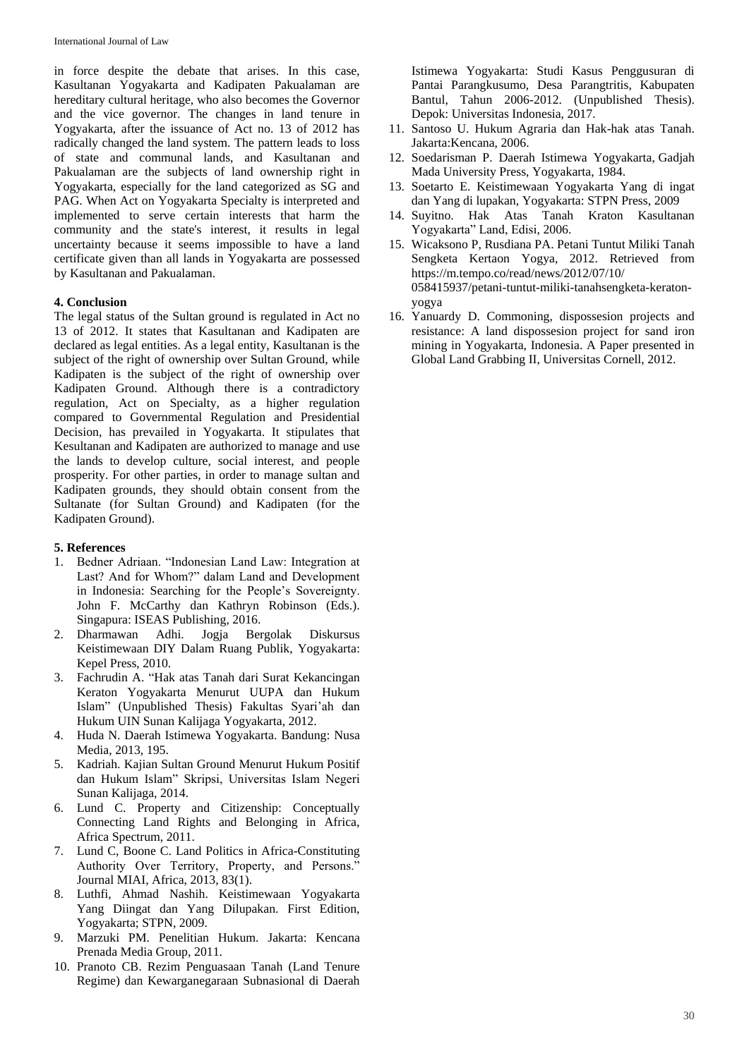in force despite the debate that arises. In this case, Kasultanan Yogyakarta and Kadipaten Pakualaman are hereditary cultural heritage, who also becomes the Governor and the vice governor. The changes in land tenure in Yogyakarta, after the issuance of Act no. 13 of 2012 has radically changed the land system. The pattern leads to loss of state and communal lands, and Kasultanan and Pakualaman are the subjects of land ownership right in Yogyakarta, especially for the land categorized as SG and PAG. When Act on Yogyakarta Specialty is interpreted and implemented to serve certain interests that harm the community and the state's interest, it results in legal uncertainty because it seems impossible to have a land certificate given than all lands in Yogyakarta are possessed by Kasultanan and Pakualaman.

## 4. Conclusion

The legal status of the Sultan ground is regulated in Act no 13 of 2012. It states that Kasultanan and Kadipaten are declared as legal entities. As a legal entity, Kasultanan is the subject of the right of ownership over Sultan Ground, while Kadipaten is the subject of the right of ownership over Kadipaten Ground. Although there is a contradictory regulation, Act on Specialty, as a higher regulation compared to Governmental Regulation and Presidential Decision, has prevailed in Yogyakarta. It stipulates that Kesultanan and Kadipaten are authorized to manage and use the lands to develop culture, social interest, and people prosperity. For other parties, in order to manage sultan and Kadipaten grounds, they should obtain consent from the Sultanate (for Sultan Ground) and Kadipaten (for the Kadipaten Ground).

## 5. References

1. Bedner Adriaan. "Indonesian Land Law: Integration at Last? And for Whom?" dalam Land and Development in Indonesia: Searching for the People's Sovereignty. John F. McCarthy dan Kathryn Robinson (Eds.). Singapura: ISEAS Publishing, 2016.
2. Dharmawan Adhi. Jogja Bergolak Diskursus Keistimewaan DIY Dalam Ruang Publik, Yogyakarta: Kepel Press, 2010.
3. Fachrudin A. "Hak atas Tanah dari Surat Kekancingan Keraton Yogyakarta Menurut UUPA dan Hukum Islam" (Unpublished Thesis) Fakultas Syari'ah dan Hukum UIN Sunan Kalijaga Yogyakarta, 2012.
4. Huda N. Daerah Istimewa Yogyakarta. Bandung: Nusa Media, 2013, 195.
5. Kadriah. Kajian Sultan Ground Menurut Hukum Positif dan Hukum Islam" Skripsi, Universitas Islam Negeri Sunan Kalijaga, 2014.
6. Lund C. Property and Citizenship: Conceptually Connecting Land Rights and Belonging in Africa, Africa Spectrum, 2011.
7. Lund C, Boone C. Land Politics in Africa-Constituting Authority Over Territory, Property, and Persons." Journal MIAI, Africa, 2013, 83(1).
8. Luthfi, Ahmad Nashih. Keistimewaan Yogyakarta Yang Diingat dan Yang Dilupakan. First Edition, Yogyakarta; STPN, 2009.
9. Marzuki PM. Penelitian Hukum. Jakarta: Kencana Prenada Media Group, 2011.
10. Pranoto CB. Rezim Penguasaan Tanah (Land Tenure Regime) dan Kewarganegaraan Subnasional di Daerah Istimewa Yogyakarta: Studi Kasus Penggusuran di Pantai Parangkusumo, Desa Parangtritis, Kabupaten Bantul, Tahun 2006-2012. (Unpublished Thesis). Depok: Universitas Indonesia, 2017.
11. Santoso U. Hukum Agraria dan Hak-hak atas Tanah. Jakarta:Kencana, 2006.
12. Soedarisman P. Daerah Istimewa Yogyakarta, Gadjah Mada University Press, Yogyakarta, 1984.
13. Soetarto E. Keistimewaan Yogyakarta Yang di ingat dan Yang di lupakan, Yogyakarta: STPN Press, 2009
14. Suyitno. Hak Atas Tanah Kraton Kasultanan Yogyakarta" Land, Edisi, 2006.
15. Wicaksono P, Rusdiana PA. Petani Tuntut Miliki Tanah Sengketa Kertaon Yogya, 2012. Retrieved from https://m.tempo.co/read/news/2012/07/10/058415937/petani-tuntut-miliki-tanahsengketa-keraton-yogya
16. Yanuardy D. Commoning, dispossesion projects and resistance: A land dispossesion project for sand iron mining in Yogyakarta, Indonesia. A Paper presented in Global Land Grabbing II, Universitas Cornell, 2012.